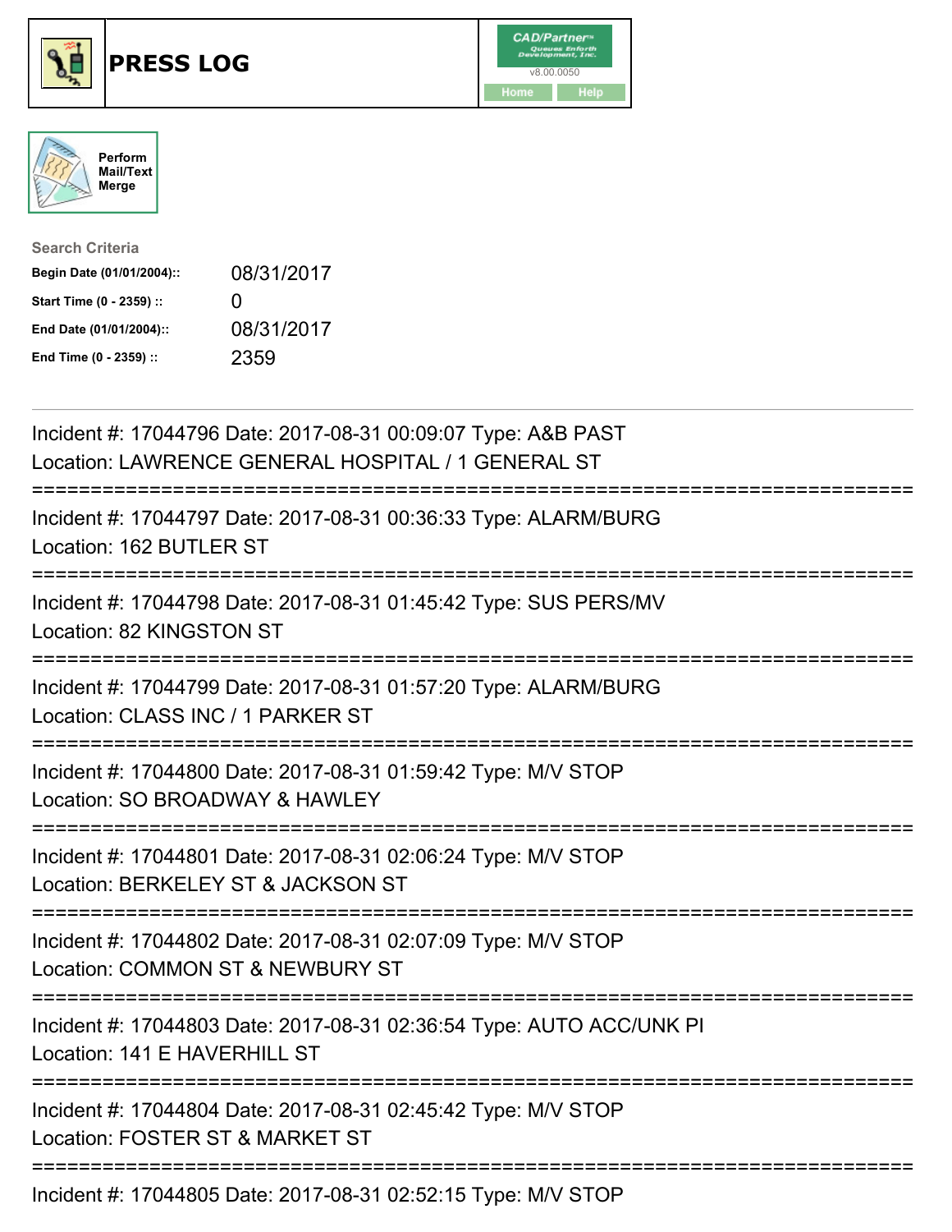# PRESS LOG

CAD/Partner
v8.00.0050
Home Help

Perform Mail/Text Merge

**Search Criteria**

| | |
|---|---|
| **Begin Date (01/01/2004)::** | 08/31/2017 |
| **Start Time (0 - 2359) ::** | 0 |
| **End Date (01/01/2004)::** | 08/31/2017 |
| **End Time (0 - 2359) ::** | 2359 |

---

Incident #: 17044796 Date: 2017-08-31 00:09:07 Type: A&B PAST
Location: LAWRENCE GENERAL HOSPITAL / 1 GENERAL ST

===========================================================================

Incident #: 17044797 Date: 2017-08-31 00:36:33 Type: ALARM/BURG
Location: 162 BUTLER ST

===========================================================================

Incident #: 17044798 Date: 2017-08-31 01:45:42 Type: SUS PERS/MV
Location: 82 KINGSTON ST

===========================================================================

Incident #: 17044799 Date: 2017-08-31 01:57:20 Type: ALARM/BURG
Location: CLASS INC / 1 PARKER ST

===========================================================================

Incident #: 17044800 Date: 2017-08-31 01:59:42 Type: M/V STOP
Location: SO BROADWAY & HAWLEY

===========================================================================

Incident #: 17044801 Date: 2017-08-31 02:06:24 Type: M/V STOP
Location: BERKELEY ST & JACKSON ST

===========================================================================

Incident #: 17044802 Date: 2017-08-31 02:07:09 Type: M/V STOP
Location: COMMON ST & NEWBURY ST

===========================================================================

Incident #: 17044803 Date: 2017-08-31 02:36:54 Type: AUTO ACC/UNK PI
Location: 141 E HAVERHILL ST

===========================================================================

Incident #: 17044804 Date: 2017-08-31 02:45:42 Type: M/V STOP
Location: FOSTER ST & MARKET ST

===========================================================================

Incident #: 17044805 Date: 2017-08-31 02:52:15 Type: M/V STOP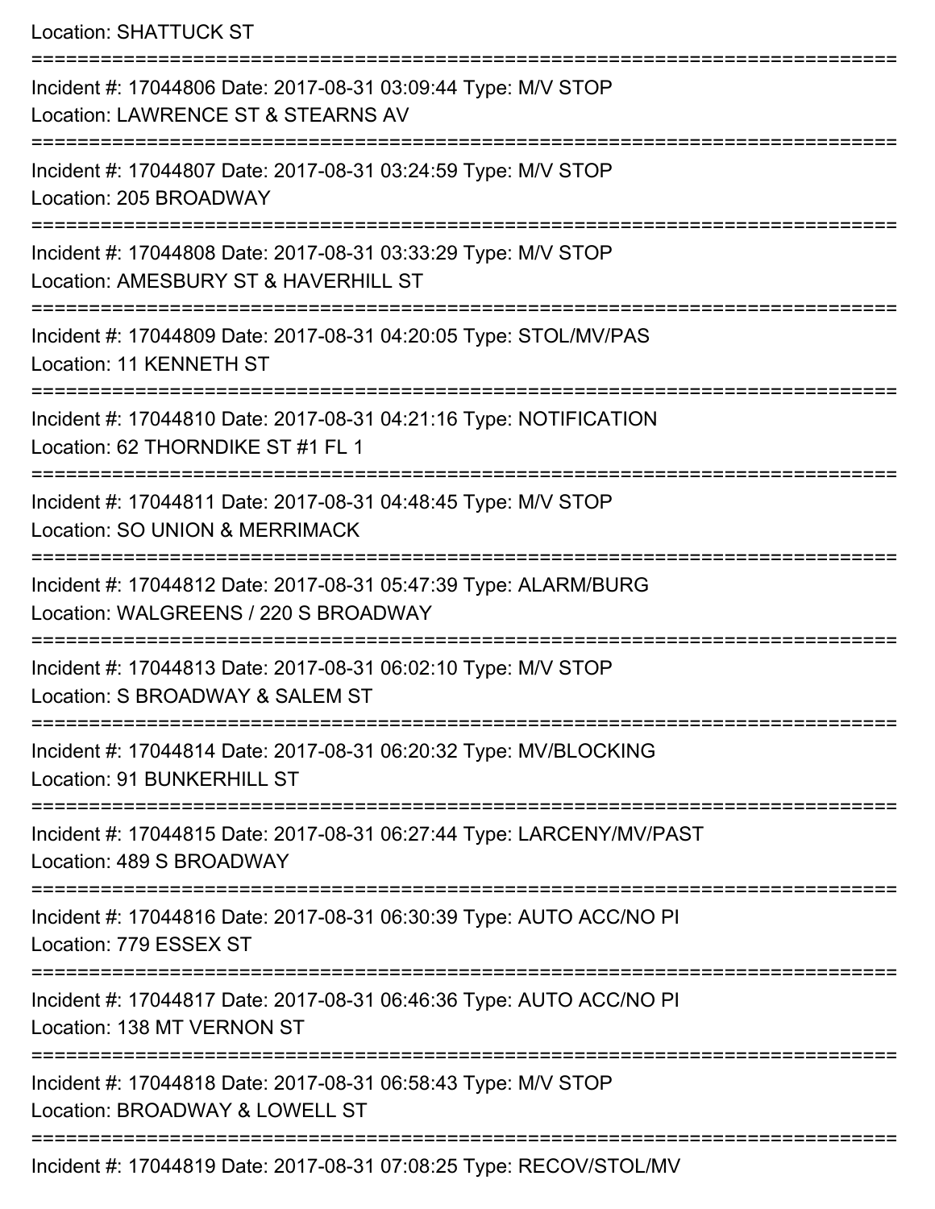Location: SHATTUCK ST

===========================================================================

Incident #: 17044806 Date: 2017-08-31 03:09:44 Type: M/V STOP
Location: LAWRENCE ST & STEARNS AV

===========================================================================

Incident #: 17044807 Date: 2017-08-31 03:24:59 Type: M/V STOP
Location: 205 BROADWAY

===========================================================================

Incident #: 17044808 Date: 2017-08-31 03:33:29 Type: M/V STOP
Location: AMESBURY ST & HAVERHILL ST

===========================================================================

Incident #: 17044809 Date: 2017-08-31 04:20:05 Type: STOL/MV/PAS
Location: 11 KENNETH ST

===========================================================================

Incident #: 17044810 Date: 2017-08-31 04:21:16 Type: NOTIFICATION
Location: 62 THORNDIKE ST #1 FL 1

===========================================================================

Incident #: 17044811 Date: 2017-08-31 04:48:45 Type: M/V STOP
Location: SO UNION & MERRIMACK

===========================================================================

Incident #: 17044812 Date: 2017-08-31 05:47:39 Type: ALARM/BURG
Location: WALGREENS / 220 S BROADWAY

===========================================================================

Incident #: 17044813 Date: 2017-08-31 06:02:10 Type: M/V STOP
Location: S BROADWAY & SALEM ST

===========================================================================

Incident #: 17044814 Date: 2017-08-31 06:20:32 Type: MV/BLOCKING
Location: 91 BUNKERHILL ST

===========================================================================

Incident #: 17044815 Date: 2017-08-31 06:27:44 Type: LARCENY/MV/PAST
Location: 489 S BROADWAY

===========================================================================

Incident #: 17044816 Date: 2017-08-31 06:30:39 Type: AUTO ACC/NO PI
Location: 779 ESSEX ST

===========================================================================

Incident #: 17044817 Date: 2017-08-31 06:46:36 Type: AUTO ACC/NO PI
Location: 138 MT VERNON ST

===========================================================================

Incident #: 17044818 Date: 2017-08-31 06:58:43 Type: M/V STOP
Location: BROADWAY & LOWELL ST

===========================================================================

Incident #: 17044819 Date: 2017-08-31 07:08:25 Type: RECOV/STOL/MV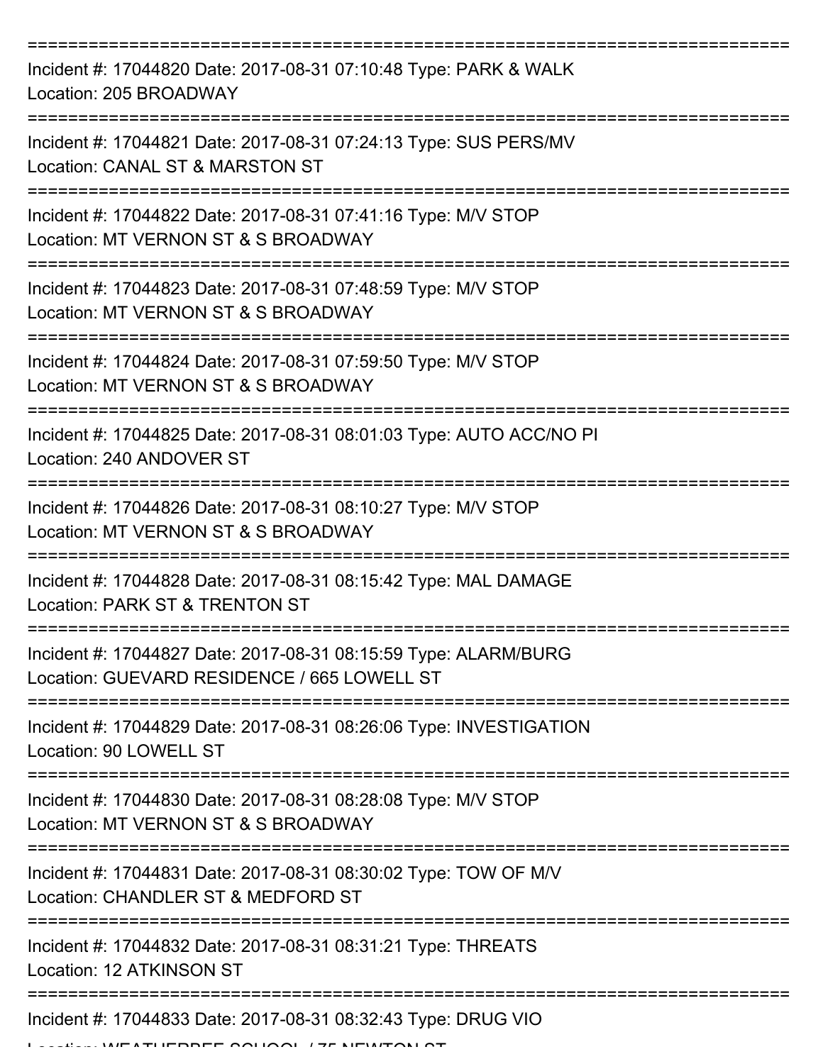===========================================================================

Incident #: 17044820 Date: 2017-08-31 07:10:48 Type: PARK & WALK
Location: 205 BROADWAY

===========================================================================

Incident #: 17044821 Date: 2017-08-31 07:24:13 Type: SUS PERS/MV
Location: CANAL ST & MARSTON ST

===========================================================================

Incident #: 17044822 Date: 2017-08-31 07:41:16 Type: M/V STOP
Location: MT VERNON ST & S BROADWAY

===========================================================================

Incident #: 17044823 Date: 2017-08-31 07:48:59 Type: M/V STOP
Location: MT VERNON ST & S BROADWAY

===========================================================================

Incident #: 17044824 Date: 2017-08-31 07:59:50 Type: M/V STOP
Location: MT VERNON ST & S BROADWAY

===========================================================================

Incident #: 17044825 Date: 2017-08-31 08:01:03 Type: AUTO ACC/NO PI
Location: 240 ANDOVER ST

===========================================================================

Incident #: 17044826 Date: 2017-08-31 08:10:27 Type: M/V STOP
Location: MT VERNON ST & S BROADWAY

===========================================================================

Incident #: 17044828 Date: 2017-08-31 08:15:42 Type: MAL DAMAGE
Location: PARK ST & TRENTON ST

===========================================================================

Incident #: 17044827 Date: 2017-08-31 08:15:59 Type: ALARM/BURG
Location: GUEVARD RESIDENCE / 665 LOWELL ST

===========================================================================

Incident #: 17044829 Date: 2017-08-31 08:26:06 Type: INVESTIGATION
Location: 90 LOWELL ST

===========================================================================

Incident #: 17044830 Date: 2017-08-31 08:28:08 Type: M/V STOP
Location: MT VERNON ST & S BROADWAY

===========================================================================

Incident #: 17044831 Date: 2017-08-31 08:30:02 Type: TOW OF M/V
Location: CHANDLER ST & MEDFORD ST

===========================================================================

Incident #: 17044832 Date: 2017-08-31 08:31:21 Type: THREATS
Location: 12 ATKINSON ST

===========================================================================

Incident #: 17044833 Date: 2017-08-31 08:32:43 Type: DRUG VIO
Location: WEATHERBEE SCHOOL / 75 NEWTON ST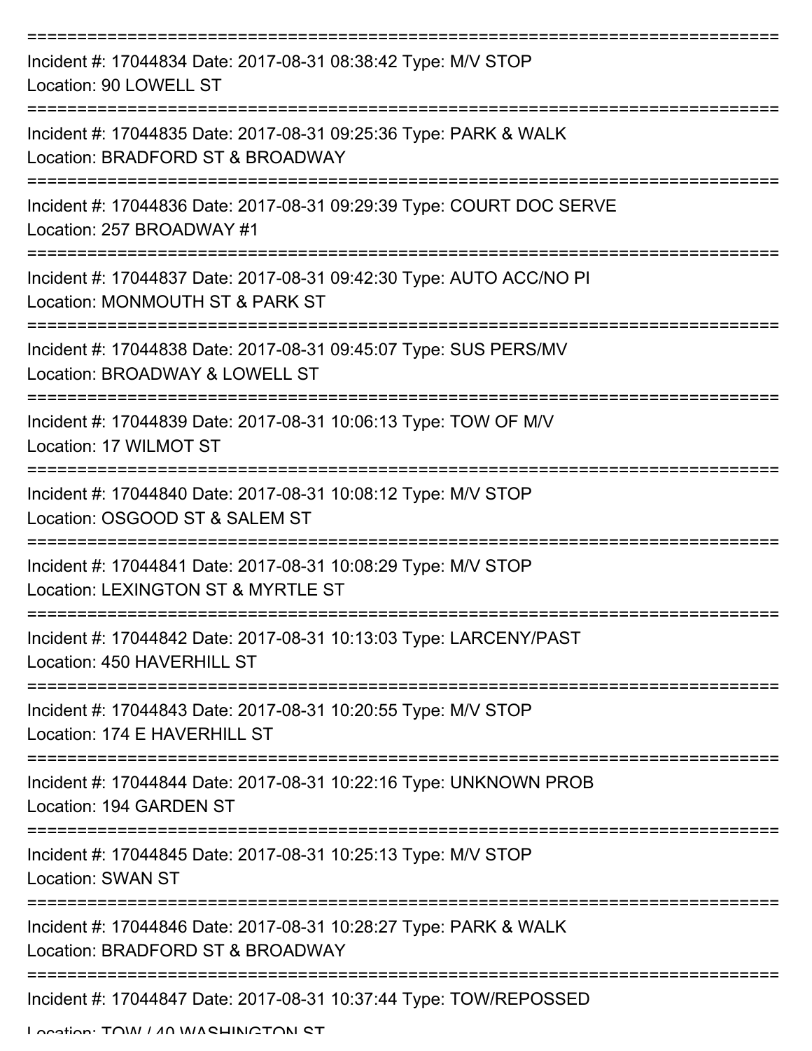===========================================================================

Incident #: 17044834 Date: 2017-08-31 08:38:42 Type: M/V STOP
Location: 90 LOWELL ST

===========================================================================

Incident #: 17044835 Date: 2017-08-31 09:25:36 Type: PARK & WALK
Location: BRADFORD ST & BROADWAY

===========================================================================

Incident #: 17044836 Date: 2017-08-31 09:29:39 Type: COURT DOC SERVE
Location: 257 BROADWAY #1

===========================================================================

Incident #: 17044837 Date: 2017-08-31 09:42:30 Type: AUTO ACC/NO PI
Location: MONMOUTH ST & PARK ST

===========================================================================

Incident #: 17044838 Date: 2017-08-31 09:45:07 Type: SUS PERS/MV
Location: BROADWAY & LOWELL ST

===========================================================================

Incident #: 17044839 Date: 2017-08-31 10:06:13 Type: TOW OF M/V
Location: 17 WILMOT ST

===========================================================================

Incident #: 17044840 Date: 2017-08-31 10:08:12 Type: M/V STOP
Location: OSGOOD ST & SALEM ST

===========================================================================

Incident #: 17044841 Date: 2017-08-31 10:08:29 Type: M/V STOP
Location: LEXINGTON ST & MYRTLE ST

===========================================================================

Incident #: 17044842 Date: 2017-08-31 10:13:03 Type: LARCENY/PAST
Location: 450 HAVERHILL ST

===========================================================================

Incident #: 17044843 Date: 2017-08-31 10:20:55 Type: M/V STOP
Location: 174 E HAVERHILL ST

===========================================================================

Incident #: 17044844 Date: 2017-08-31 10:22:16 Type: UNKNOWN PROB
Location: 194 GARDEN ST

===========================================================================

Incident #: 17044845 Date: 2017-08-31 10:25:13 Type: M/V STOP
Location: SWAN ST

===========================================================================

Incident #: 17044846 Date: 2017-08-31 10:28:27 Type: PARK & WALK
Location: BRADFORD ST & BROADWAY

===========================================================================

Incident #: 17044847 Date: 2017-08-31 10:37:44 Type: TOW/REPOSSED
Location: TOW / 40 WASHINGTON ST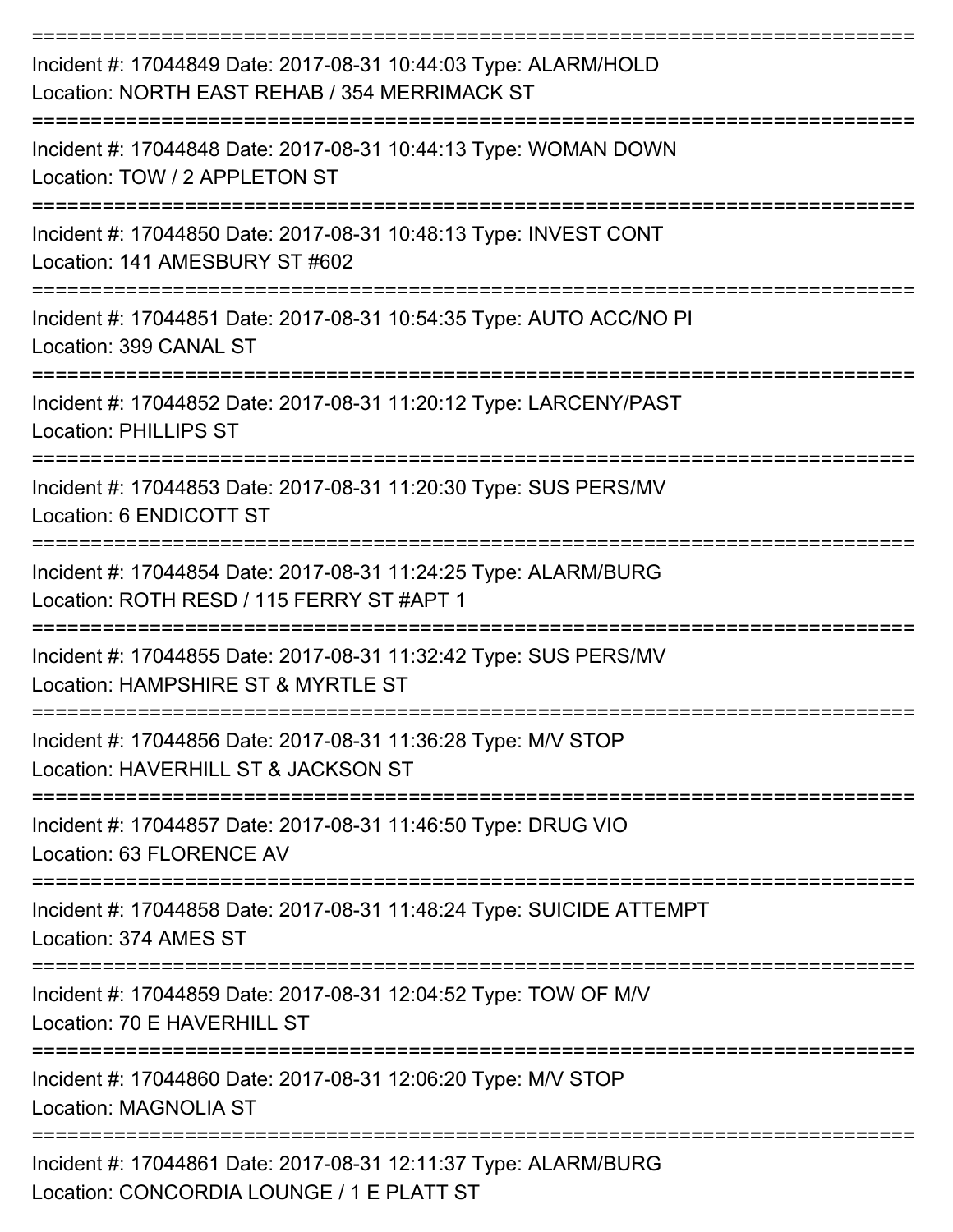===========================================================================

Incident #: 17044849 Date: 2017-08-31 10:44:03 Type: ALARM/HOLD
Location: NORTH EAST REHAB / 354 MERRIMACK ST

===========================================================================

Incident #: 17044848 Date: 2017-08-31 10:44:13 Type: WOMAN DOWN
Location: TOW / 2 APPLETON ST

===========================================================================

Incident #: 17044850 Date: 2017-08-31 10:48:13 Type: INVEST CONT
Location: 141 AMESBURY ST #602

===========================================================================

Incident #: 17044851 Date: 2017-08-31 10:54:35 Type: AUTO ACC/NO PI
Location: 399 CANAL ST

===========================================================================

Incident #: 17044852 Date: 2017-08-31 11:20:12 Type: LARCENY/PAST
Location: PHILLIPS ST

===========================================================================

Incident #: 17044853 Date: 2017-08-31 11:20:30 Type: SUS PERS/MV
Location: 6 ENDICOTT ST

===========================================================================

Incident #: 17044854 Date: 2017-08-31 11:24:25 Type: ALARM/BURG
Location: ROTH RESD / 115 FERRY ST #APT 1

===========================================================================

Incident #: 17044855 Date: 2017-08-31 11:32:42 Type: SUS PERS/MV
Location: HAMPSHIRE ST & MYRTLE ST

===========================================================================

Incident #: 17044856 Date: 2017-08-31 11:36:28 Type: M/V STOP
Location: HAVERHILL ST & JACKSON ST

===========================================================================

Incident #: 17044857 Date: 2017-08-31 11:46:50 Type: DRUG VIO
Location: 63 FLORENCE AV

===========================================================================

Incident #: 17044858 Date: 2017-08-31 11:48:24 Type: SUICIDE ATTEMPT
Location: 374 AMES ST

===========================================================================

Incident #: 17044859 Date: 2017-08-31 12:04:52 Type: TOW OF M/V
Location: 70 E HAVERHILL ST

===========================================================================

Incident #: 17044860 Date: 2017-08-31 12:06:20 Type: M/V STOP
Location: MAGNOLIA ST

===========================================================================

Incident #: 17044861 Date: 2017-08-31 12:11:37 Type: ALARM/BURG
Location: CONCORDIA LOUNGE / 1 E PLATT ST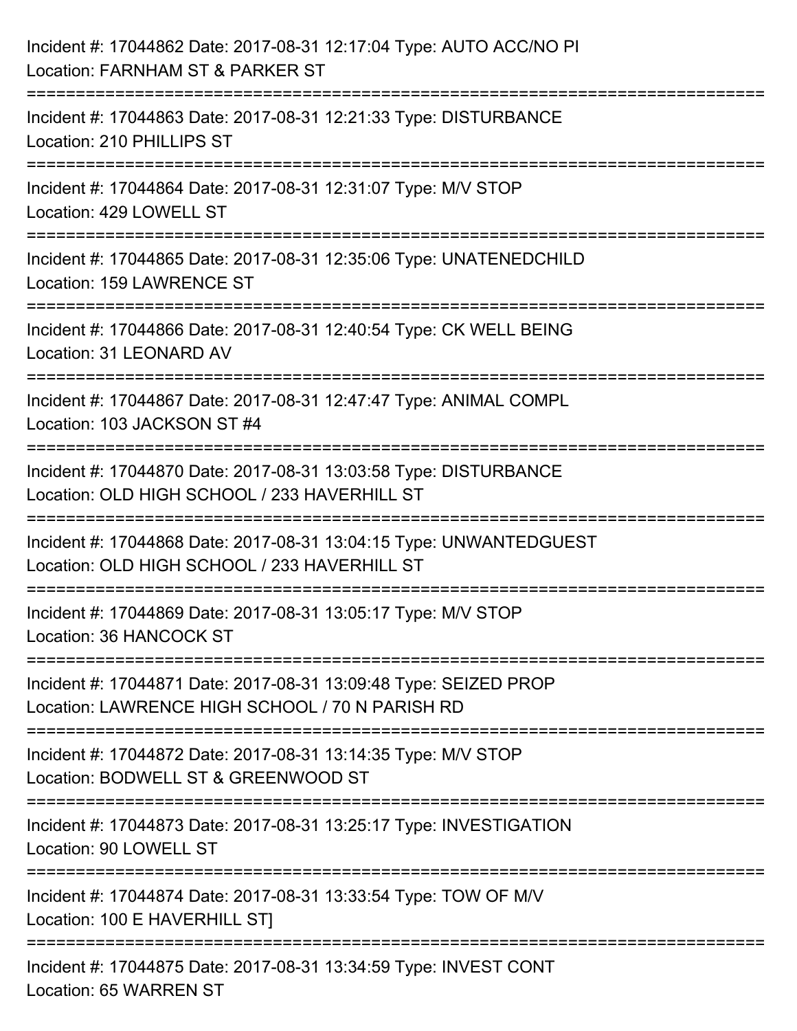Incident #: 17044862 Date: 2017-08-31 12:17:04 Type: AUTO ACC/NO PI
Location: FARNHAM ST & PARKER ST

===========================================================================

Incident #: 17044863 Date: 2017-08-31 12:21:33 Type: DISTURBANCE
Location: 210 PHILLIPS ST

===========================================================================

Incident #: 17044864 Date: 2017-08-31 12:31:07 Type: M/V STOP
Location: 429 LOWELL ST

===========================================================================

Incident #: 17044865 Date: 2017-08-31 12:35:06 Type: UNATENEDCHILD
Location: 159 LAWRENCE ST

===========================================================================

Incident #: 17044866 Date: 2017-08-31 12:40:54 Type: CK WELL BEING
Location: 31 LEONARD AV

===========================================================================

Incident #: 17044867 Date: 2017-08-31 12:47:47 Type: ANIMAL COMPL
Location: 103 JACKSON ST #4

===========================================================================

Incident #: 17044870 Date: 2017-08-31 13:03:58 Type: DISTURBANCE
Location: OLD HIGH SCHOOL / 233 HAVERHILL ST

===========================================================================

Incident #: 17044868 Date: 2017-08-31 13:04:15 Type: UNWANTEDGUEST
Location: OLD HIGH SCHOOL / 233 HAVERHILL ST

===========================================================================

Incident #: 17044869 Date: 2017-08-31 13:05:17 Type: M/V STOP
Location: 36 HANCOCK ST

===========================================================================

Incident #: 17044871 Date: 2017-08-31 13:09:48 Type: SEIZED PROP
Location: LAWRENCE HIGH SCHOOL / 70 N PARISH RD

===========================================================================

Incident #: 17044872 Date: 2017-08-31 13:14:35 Type: M/V STOP
Location: BODWELL ST & GREENWOOD ST

===========================================================================

Incident #: 17044873 Date: 2017-08-31 13:25:17 Type: INVESTIGATION
Location: 90 LOWELL ST

===========================================================================

Incident #: 17044874 Date: 2017-08-31 13:33:54 Type: TOW OF M/V
Location: 100 E HAVERHILL ST]

===========================================================================

Incident #: 17044875 Date: 2017-08-31 13:34:59 Type: INVEST CONT
Location: 65 WARREN ST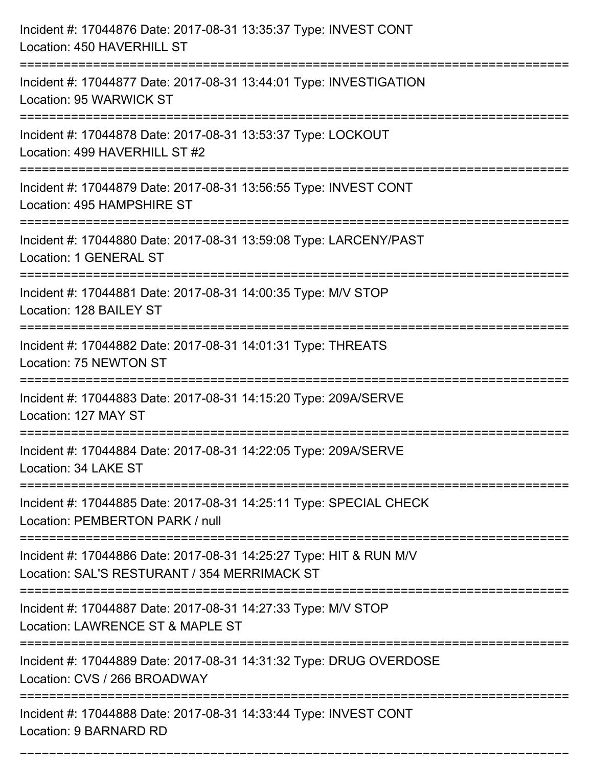Incident #: 17044876 Date: 2017-08-31 13:35:37 Type: INVEST CONT
Location: 450 HAVERHILL ST

===========================================================================

Incident #: 17044877 Date: 2017-08-31 13:44:01 Type: INVESTIGATION
Location: 95 WARWICK ST

===========================================================================

Incident #: 17044878 Date: 2017-08-31 13:53:37 Type: LOCKOUT
Location: 499 HAVERHILL ST #2

===========================================================================

Incident #: 17044879 Date: 2017-08-31 13:56:55 Type: INVEST CONT
Location: 495 HAMPSHIRE ST

===========================================================================

Incident #: 17044880 Date: 2017-08-31 13:59:08 Type: LARCENY/PAST
Location: 1 GENERAL ST

===========================================================================

Incident #: 17044881 Date: 2017-08-31 14:00:35 Type: M/V STOP
Location: 128 BAILEY ST

===========================================================================

Incident #: 17044882 Date: 2017-08-31 14:01:31 Type: THREATS
Location: 75 NEWTON ST

===========================================================================

Incident #: 17044883 Date: 2017-08-31 14:15:20 Type: 209A/SERVE
Location: 127 MAY ST

===========================================================================

Incident #: 17044884 Date: 2017-08-31 14:22:05 Type: 209A/SERVE
Location: 34 LAKE ST

===========================================================================

Incident #: 17044885 Date: 2017-08-31 14:25:11 Type: SPECIAL CHECK
Location: PEMBERTON PARK / null

===========================================================================

Incident #: 17044886 Date: 2017-08-31 14:25:27 Type: HIT & RUN M/V
Location: SAL'S RESTURANT / 354 MERRIMACK ST

===========================================================================

Incident #: 17044887 Date: 2017-08-31 14:27:33 Type: M/V STOP
Location: LAWRENCE ST & MAPLE ST

===========================================================================

Incident #: 17044889 Date: 2017-08-31 14:31:32 Type: DRUG OVERDOSE
Location: CVS / 266 BROADWAY

===========================================================================

Incident #: 17044888 Date: 2017-08-31 14:33:44 Type: INVEST CONT
Location: 9 BARNARD RD

===========================================================================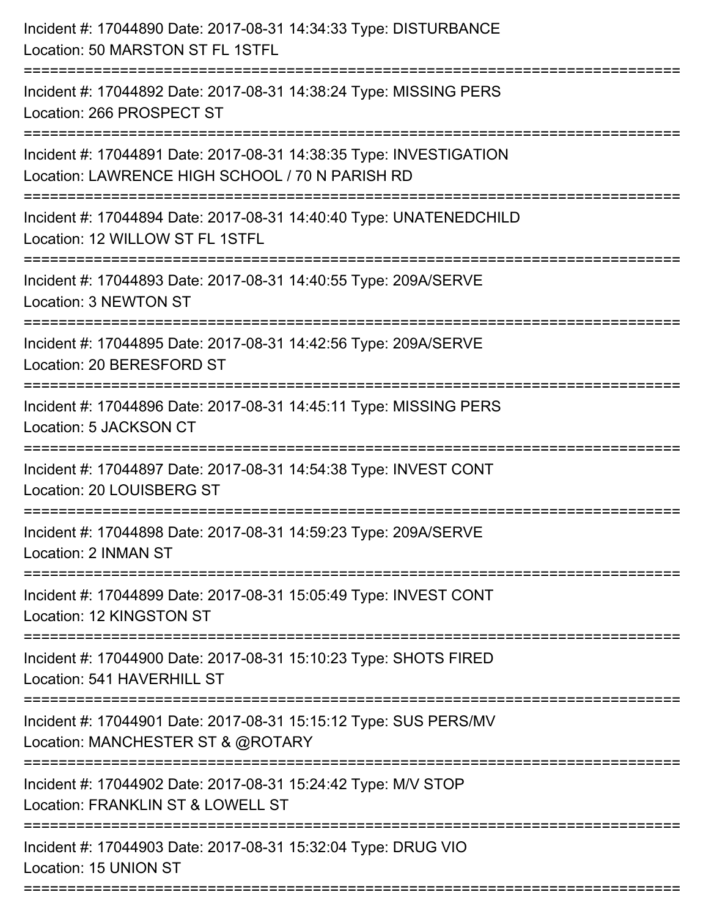Incident #: 17044890 Date: 2017-08-31 14:34:33 Type: DISTURBANCE
Location: 50 MARSTON ST FL 1STFL

===========================================================================

Incident #: 17044892 Date: 2017-08-31 14:38:24 Type: MISSING PERS
Location: 266 PROSPECT ST

===========================================================================

Incident #: 17044891 Date: 2017-08-31 14:38:35 Type: INVESTIGATION
Location: LAWRENCE HIGH SCHOOL / 70 N PARISH RD

===========================================================================

Incident #: 17044894 Date: 2017-08-31 14:40:40 Type: UNATENEDCHILD
Location: 12 WILLOW ST FL 1STFL

===========================================================================

Incident #: 17044893 Date: 2017-08-31 14:40:55 Type: 209A/SERVE
Location: 3 NEWTON ST

===========================================================================

Incident #: 17044895 Date: 2017-08-31 14:42:56 Type: 209A/SERVE
Location: 20 BERESFORD ST

===========================================================================

Incident #: 17044896 Date: 2017-08-31 14:45:11 Type: MISSING PERS
Location: 5 JACKSON CT

===========================================================================

Incident #: 17044897 Date: 2017-08-31 14:54:38 Type: INVEST CONT
Location: 20 LOUISBERG ST

===========================================================================

Incident #: 17044898 Date: 2017-08-31 14:59:23 Type: 209A/SERVE
Location: 2 INMAN ST

===========================================================================

Incident #: 17044899 Date: 2017-08-31 15:05:49 Type: INVEST CONT
Location: 12 KINGSTON ST

===========================================================================

Incident #: 17044900 Date: 2017-08-31 15:10:23 Type: SHOTS FIRED
Location: 541 HAVERHILL ST

===========================================================================

Incident #: 17044901 Date: 2017-08-31 15:15:12 Type: SUS PERS/MV
Location: MANCHESTER ST & @ROTARY

===========================================================================

Incident #: 17044902 Date: 2017-08-31 15:24:42 Type: M/V STOP
Location: FRANKLIN ST & LOWELL ST

===========================================================================

Incident #: 17044903 Date: 2017-08-31 15:32:04 Type: DRUG VIO
Location: 15 UNION ST

===========================================================================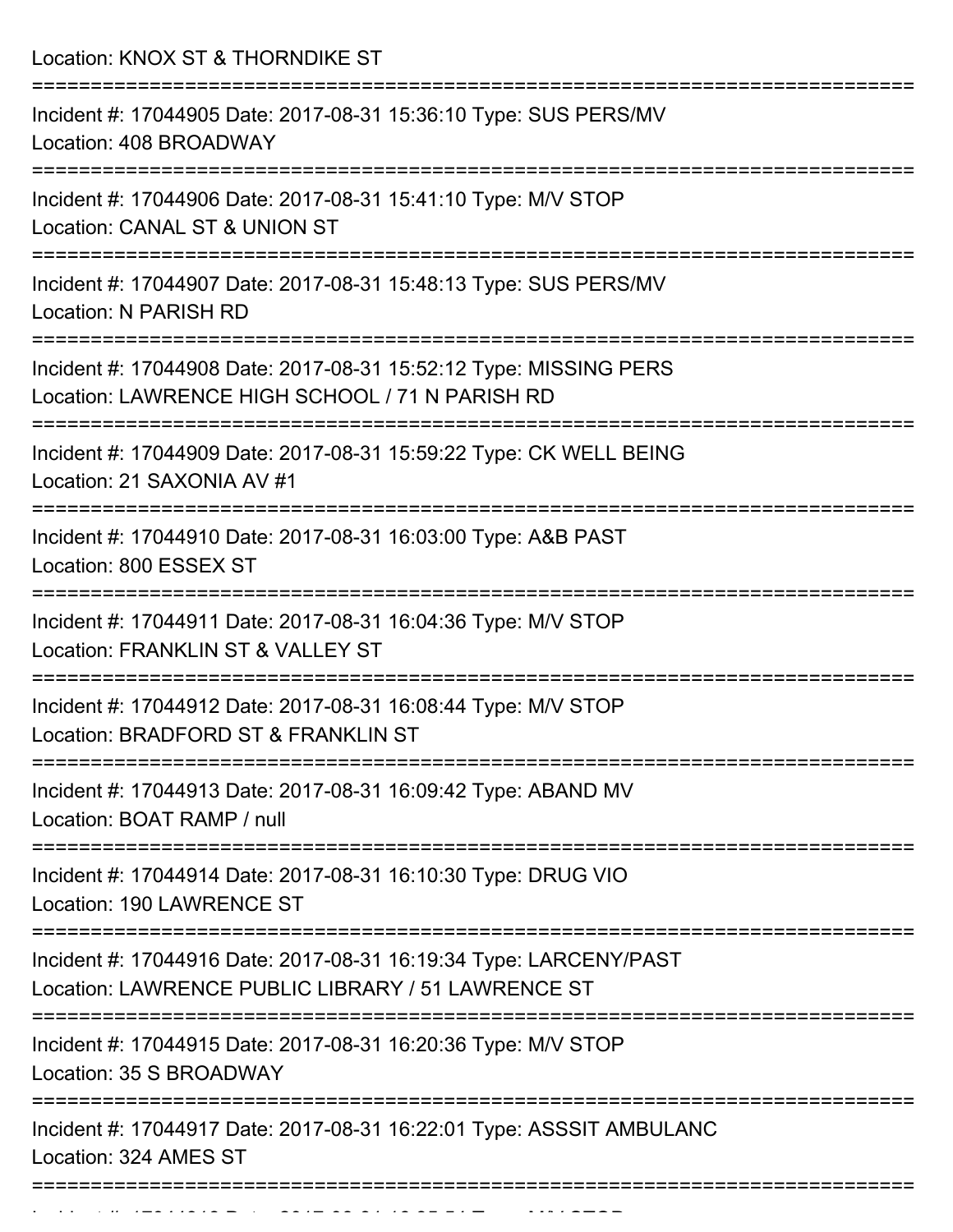Location: KNOX ST & THORNDIKE ST

===========================================================================

Incident #: 17044905 Date: 2017-08-31 15:36:10 Type: SUS PERS/MV
Location: 408 BROADWAY

===========================================================================

Incident #: 17044906 Date: 2017-08-31 15:41:10 Type: M/V STOP
Location: CANAL ST & UNION ST

===========================================================================

Incident #: 17044907 Date: 2017-08-31 15:48:13 Type: SUS PERS/MV
Location: N PARISH RD

===========================================================================

Incident #: 17044908 Date: 2017-08-31 15:52:12 Type: MISSING PERS
Location: LAWRENCE HIGH SCHOOL / 71 N PARISH RD

===========================================================================

Incident #: 17044909 Date: 2017-08-31 15:59:22 Type: CK WELL BEING
Location: 21 SAXONIA AV #1

===========================================================================

Incident #: 17044910 Date: 2017-08-31 16:03:00 Type: A&B PAST
Location: 800 ESSEX ST

===========================================================================

Incident #: 17044911 Date: 2017-08-31 16:04:36 Type: M/V STOP
Location: FRANKLIN ST & VALLEY ST

===========================================================================

Incident #: 17044912 Date: 2017-08-31 16:08:44 Type: M/V STOP
Location: BRADFORD ST & FRANKLIN ST

===========================================================================

Incident #: 17044913 Date: 2017-08-31 16:09:42 Type: ABAND MV
Location: BOAT RAMP / null

===========================================================================

Incident #: 17044914 Date: 2017-08-31 16:10:30 Type: DRUG VIO
Location: 190 LAWRENCE ST

===========================================================================

Incident #: 17044916 Date: 2017-08-31 16:19:34 Type: LARCENY/PAST
Location: LAWRENCE PUBLIC LIBRARY / 51 LAWRENCE ST

===========================================================================

Incident #: 17044915 Date: 2017-08-31 16:20:36 Type: M/V STOP
Location: 35 S BROADWAY

===========================================================================

Incident #: 17044917 Date: 2017-08-31 16:22:01 Type: ASSSIT AMBULANC
Location: 324 AMES ST

===========================================================================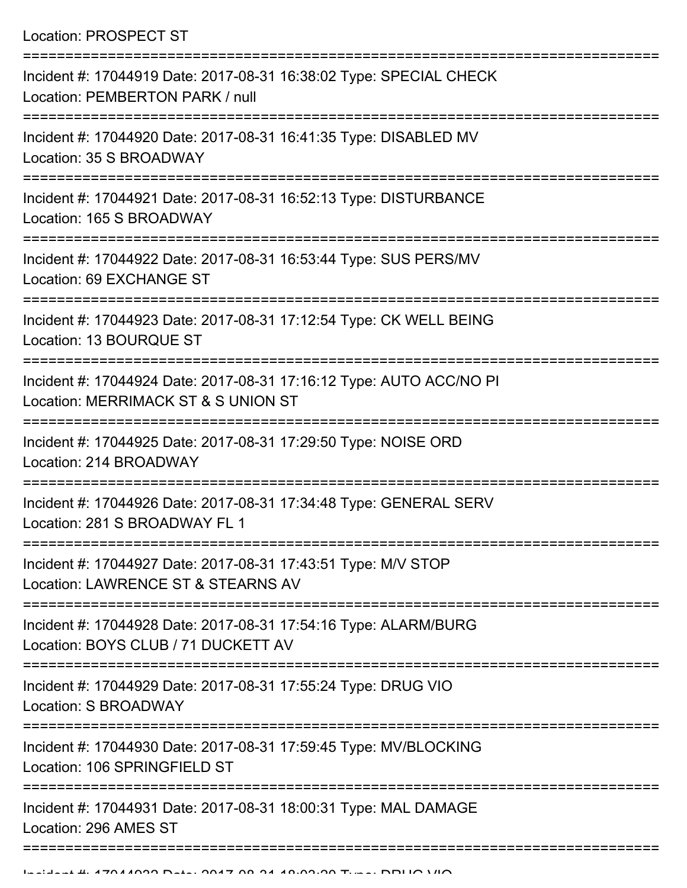Location: PROSPECT ST

===========================================================================

Incident #: 17044919 Date: 2017-08-31 16:38:02 Type: SPECIAL CHECK
Location: PEMBERTON PARK / null

===========================================================================

Incident #: 17044920 Date: 2017-08-31 16:41:35 Type: DISABLED MV
Location: 35 S BROADWAY

===========================================================================

Incident #: 17044921 Date: 2017-08-31 16:52:13 Type: DISTURBANCE
Location: 165 S BROADWAY

===========================================================================

Incident #: 17044922 Date: 2017-08-31 16:53:44 Type: SUS PERS/MV
Location: 69 EXCHANGE ST

===========================================================================

Incident #: 17044923 Date: 2017-08-31 17:12:54 Type: CK WELL BEING
Location: 13 BOURQUE ST

===========================================================================

Incident #: 17044924 Date: 2017-08-31 17:16:12 Type: AUTO ACC/NO PI
Location: MERRIMACK ST & S UNION ST

===========================================================================

Incident #: 17044925 Date: 2017-08-31 17:29:50 Type: NOISE ORD
Location: 214 BROADWAY

===========================================================================

Incident #: 17044926 Date: 2017-08-31 17:34:48 Type: GENERAL SERV
Location: 281 S BROADWAY FL 1

===========================================================================

Incident #: 17044927 Date: 2017-08-31 17:43:51 Type: M/V STOP
Location: LAWRENCE ST & STEARNS AV

===========================================================================

Incident #: 17044928 Date: 2017-08-31 17:54:16 Type: ALARM/BURG
Location: BOYS CLUB / 71 DUCKETT AV

===========================================================================

Incident #: 17044929 Date: 2017-08-31 17:55:24 Type: DRUG VIO
Location: S BROADWAY

===========================================================================

Incident #: 17044930 Date: 2017-08-31 17:59:45 Type: MV/BLOCKING
Location: 106 SPRINGFIELD ST

===========================================================================

Incident #: 17044931 Date: 2017-08-31 18:00:31 Type: MAL DAMAGE
Location: 296 AMES ST

===========================================================================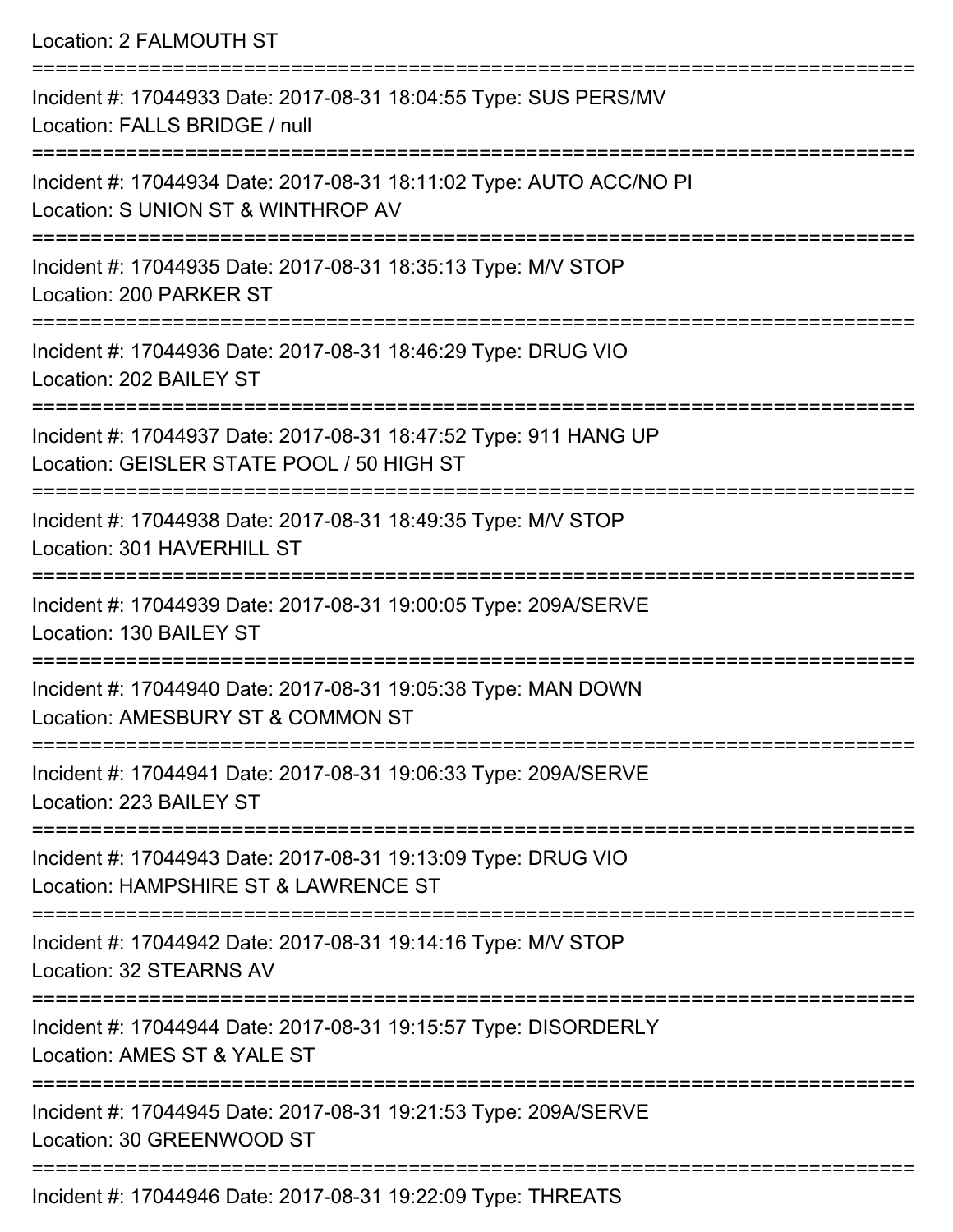Location: 2 FALMOUTH ST

===========================================================================

Incident #: 17044933 Date: 2017-08-31 18:04:55 Type: SUS PERS/MV
Location: FALLS BRIDGE / null

===========================================================================

Incident #: 17044934 Date: 2017-08-31 18:11:02 Type: AUTO ACC/NO PI
Location: S UNION ST & WINTHROP AV

===========================================================================

Incident #: 17044935 Date: 2017-08-31 18:35:13 Type: M/V STOP
Location: 200 PARKER ST

===========================================================================

Incident #: 17044936 Date: 2017-08-31 18:46:29 Type: DRUG VIO
Location: 202 BAILEY ST

===========================================================================

Incident #: 17044937 Date: 2017-08-31 18:47:52 Type: 911 HANG UP
Location: GEISLER STATE POOL / 50 HIGH ST

===========================================================================

Incident #: 17044938 Date: 2017-08-31 18:49:35 Type: M/V STOP
Location: 301 HAVERHILL ST

===========================================================================

Incident #: 17044939 Date: 2017-08-31 19:00:05 Type: 209A/SERVE
Location: 130 BAILEY ST

===========================================================================

Incident #: 17044940 Date: 2017-08-31 19:05:38 Type: MAN DOWN
Location: AMESBURY ST & COMMON ST

===========================================================================

Incident #: 17044941 Date: 2017-08-31 19:06:33 Type: 209A/SERVE
Location: 223 BAILEY ST

===========================================================================

Incident #: 17044943 Date: 2017-08-31 19:13:09 Type: DRUG VIO
Location: HAMPSHIRE ST & LAWRENCE ST

===========================================================================

Incident #: 17044942 Date: 2017-08-31 19:14:16 Type: M/V STOP
Location: 32 STEARNS AV

===========================================================================

Incident #: 17044944 Date: 2017-08-31 19:15:57 Type: DISORDERLY
Location: AMES ST & YALE ST

===========================================================================

Incident #: 17044945 Date: 2017-08-31 19:21:53 Type: 209A/SERVE
Location: 30 GREENWOOD ST

===========================================================================

Incident #: 17044946 Date: 2017-08-31 19:22:09 Type: THREATS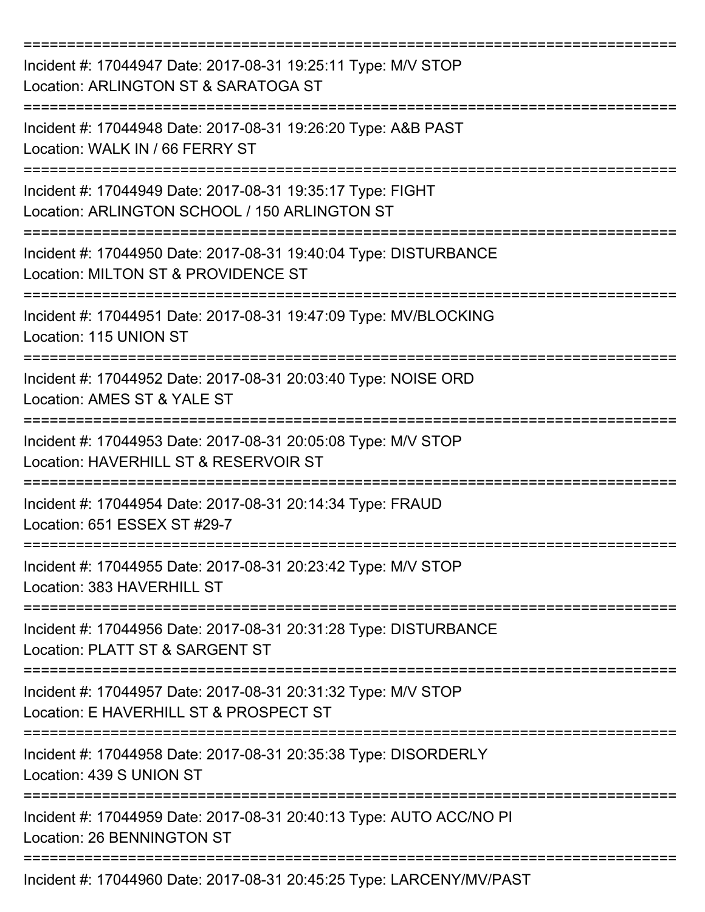===========================================================================

Incident #: 17044947 Date: 2017-08-31 19:25:11 Type: M/V STOP
Location: ARLINGTON ST & SARATOGA ST

===========================================================================

Incident #: 17044948 Date: 2017-08-31 19:26:20 Type: A&B PAST
Location: WALK IN / 66 FERRY ST

===========================================================================

Incident #: 17044949 Date: 2017-08-31 19:35:17 Type: FIGHT
Location: ARLINGTON SCHOOL / 150 ARLINGTON ST

===========================================================================

Incident #: 17044950 Date: 2017-08-31 19:40:04 Type: DISTURBANCE
Location: MILTON ST & PROVIDENCE ST

===========================================================================

Incident #: 17044951 Date: 2017-08-31 19:47:09 Type: MV/BLOCKING
Location: 115 UNION ST

===========================================================================

Incident #: 17044952 Date: 2017-08-31 20:03:40 Type: NOISE ORD
Location: AMES ST & YALE ST

===========================================================================

Incident #: 17044953 Date: 2017-08-31 20:05:08 Type: M/V STOP
Location: HAVERHILL ST & RESERVOIR ST

===========================================================================

Incident #: 17044954 Date: 2017-08-31 20:14:34 Type: FRAUD
Location: 651 ESSEX ST #29-7

===========================================================================

Incident #: 17044955 Date: 2017-08-31 20:23:42 Type: M/V STOP
Location: 383 HAVERHILL ST

===========================================================================

Incident #: 17044956 Date: 2017-08-31 20:31:28 Type: DISTURBANCE
Location: PLATT ST & SARGENT ST

===========================================================================

Incident #: 17044957 Date: 2017-08-31 20:31:32 Type: M/V STOP
Location: E HAVERHILL ST & PROSPECT ST

===========================================================================

Incident #: 17044958 Date: 2017-08-31 20:35:38 Type: DISORDERLY
Location: 439 S UNION ST

===========================================================================

Incident #: 17044959 Date: 2017-08-31 20:40:13 Type: AUTO ACC/NO PI
Location: 26 BENNINGTON ST

===========================================================================

Incident #: 17044960 Date: 2017-08-31 20:45:25 Type: LARCENY/MV/PAST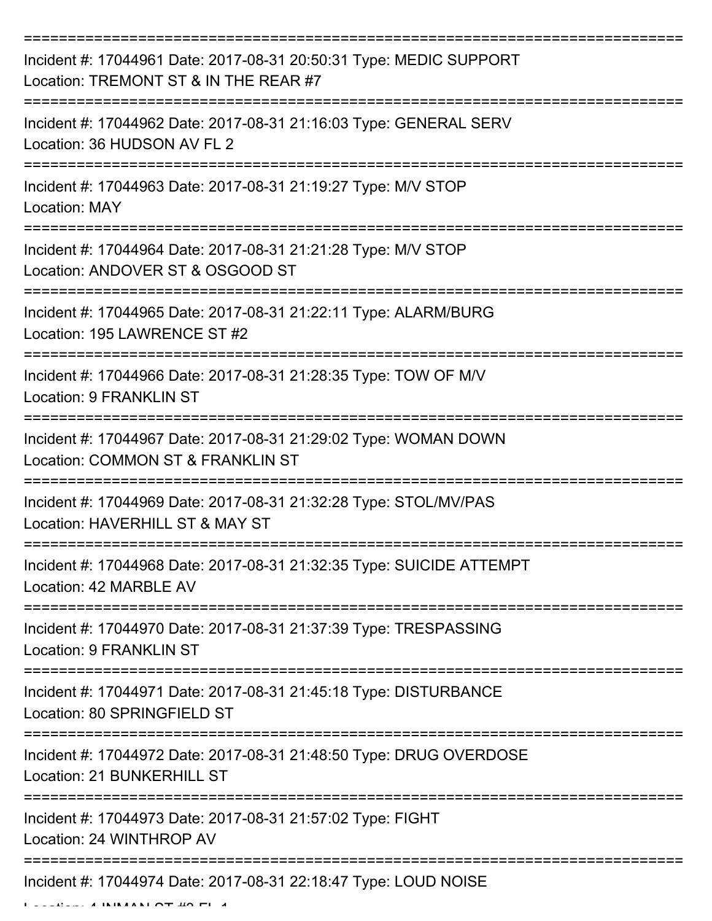Incident #: 17044961 Date: 2017-08-31 20:50:31 Type: MEDIC SUPPORT
Location: TREMONT ST & IN THE REAR #7

Incident #: 17044962 Date: 2017-08-31 21:16:03 Type: GENERAL SERV
Location: 36 HUDSON AV FL 2

Incident #: 17044963 Date: 2017-08-31 21:19:27 Type: M/V STOP
Location: MAY

Incident #: 17044964 Date: 2017-08-31 21:21:28 Type: M/V STOP
Location: ANDOVER ST & OSGOOD ST

Incident #: 17044965 Date: 2017-08-31 21:22:11 Type: ALARM/BURG
Location: 195 LAWRENCE ST #2

Incident #: 17044966 Date: 2017-08-31 21:28:35 Type: TOW OF M/V
Location: 9 FRANKLIN ST

Incident #: 17044967 Date: 2017-08-31 21:29:02 Type: WOMAN DOWN
Location: COMMON ST & FRANKLIN ST

Incident #: 17044969 Date: 2017-08-31 21:32:28 Type: STOL/MV/PAS
Location: HAVERHILL ST & MAY ST

Incident #: 17044968 Date: 2017-08-31 21:32:35 Type: SUICIDE ATTEMPT
Location: 42 MARBLE AV

Incident #: 17044970 Date: 2017-08-31 21:37:39 Type: TRESPASSING
Location: 9 FRANKLIN ST

Incident #: 17044971 Date: 2017-08-31 21:45:18 Type: DISTURBANCE
Location: 80 SPRINGFIELD ST

Incident #: 17044972 Date: 2017-08-31 21:48:50 Type: DRUG OVERDOSE
Location: 21 BUNKERHILL ST

Incident #: 17044973 Date: 2017-08-31 21:57:02 Type: FIGHT
Location: 24 WINTHROP AV

Incident #: 17044974 Date: 2017-08-31 22:18:47 Type: LOUD NOISE
Location: 4 INMAN ST #3 FL 1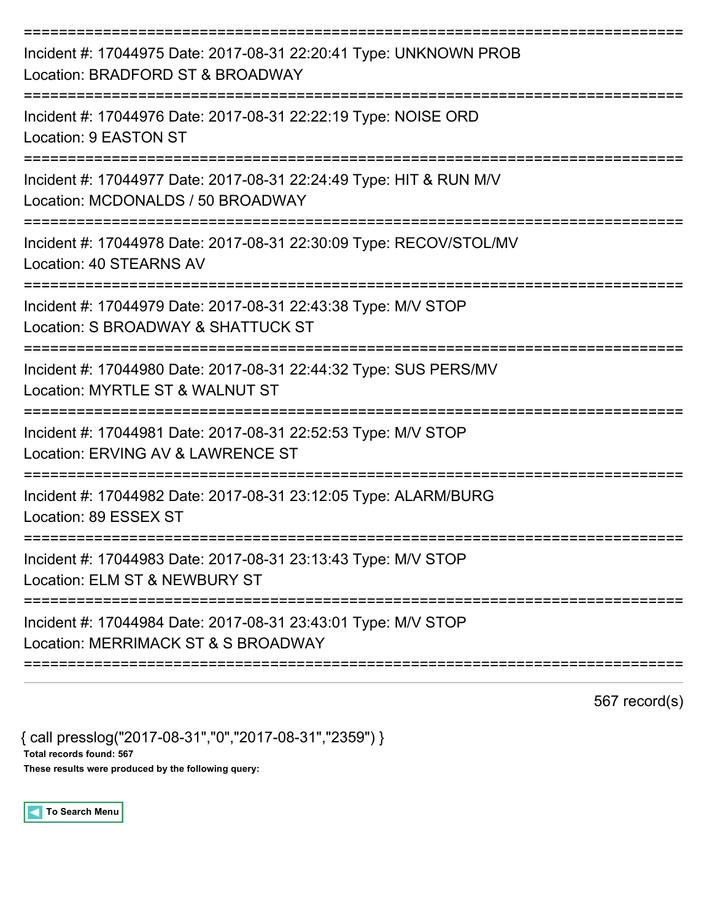===========================================================================

Incident #: 17044975 Date: 2017-08-31 22:20:41 Type: UNKNOWN PROB
Location: BRADFORD ST & BROADWAY

===========================================================================

Incident #: 17044976 Date: 2017-08-31 22:22:19 Type: NOISE ORD
Location: 9 EASTON ST

===========================================================================

Incident #: 17044977 Date: 2017-08-31 22:24:49 Type: HIT & RUN M/V
Location: MCDONALDS / 50 BROADWAY

===========================================================================

Incident #: 17044978 Date: 2017-08-31 22:30:09 Type: RECOV/STOL/MV
Location: 40 STEARNS AV

===========================================================================

Incident #: 17044979 Date: 2017-08-31 22:43:38 Type: M/V STOP
Location: S BROADWAY & SHATTUCK ST

===========================================================================

Incident #: 17044980 Date: 2017-08-31 22:44:32 Type: SUS PERS/MV
Location: MYRTLE ST & WALNUT ST

===========================================================================

Incident #: 17044981 Date: 2017-08-31 22:52:53 Type: M/V STOP
Location: ERVING AV & LAWRENCE ST

===========================================================================

Incident #: 17044982 Date: 2017-08-31 23:12:05 Type: ALARM/BURG
Location: 89 ESSEX ST

===========================================================================

Incident #: 17044983 Date: 2017-08-31 23:13:43 Type: M/V STOP
Location: ELM ST & NEWBURY ST

===========================================================================

Incident #: 17044984 Date: 2017-08-31 23:43:01 Type: M/V STOP
Location: MERRIMACK ST & S BROADWAY

===========================================================================

567 record(s)

{ call presslog("2017-08-31","0","2017-08-31","2359") }

**Total records found: 567**

**These results were produced by the following query:**

To Search Menu